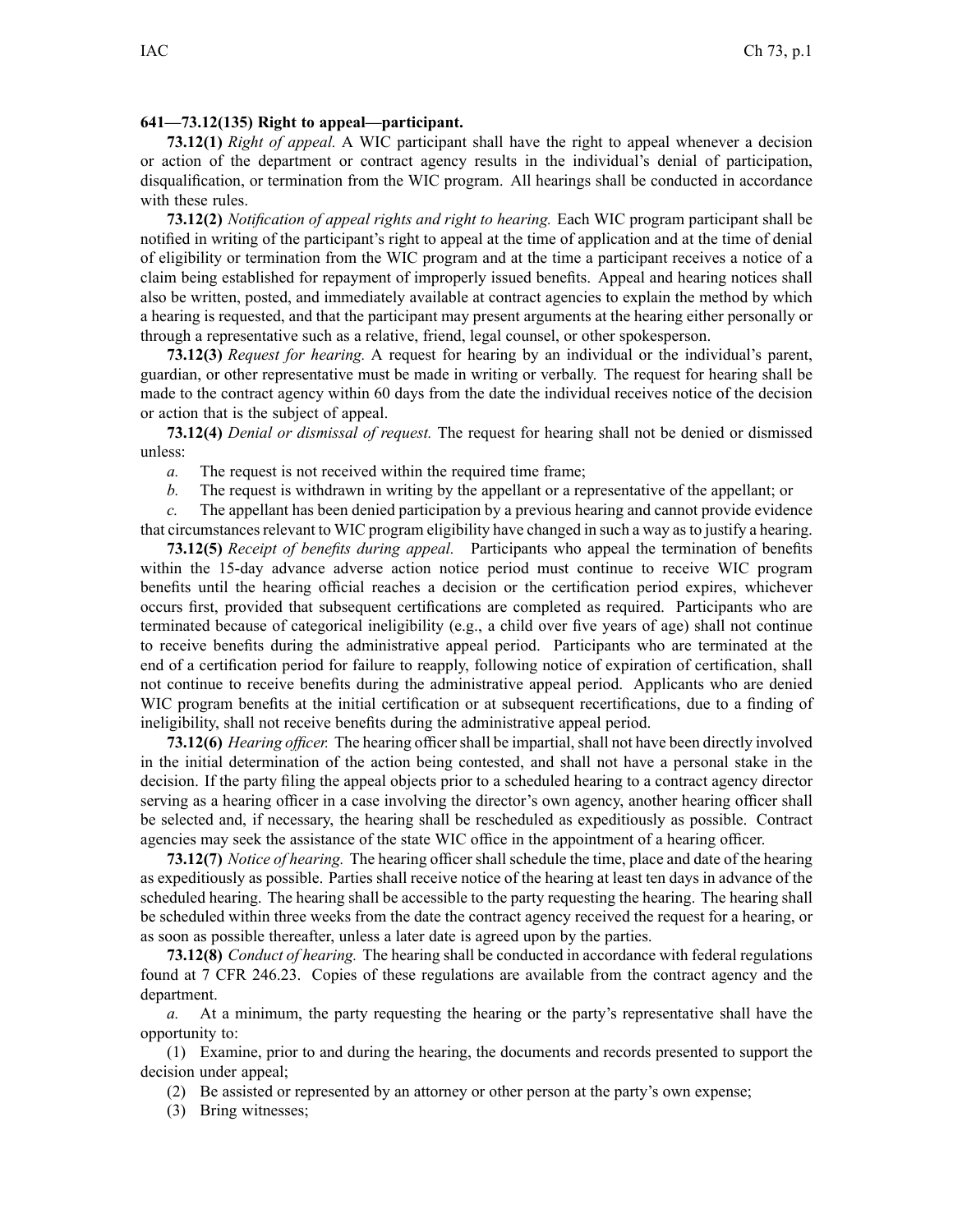**641—73.12(135) Right to appeal—participant.**

**73.12(1)** *Right of appeal.* A WIC participant shall have the right to appeal whenever a decision or action of the department or contract agency results in the individual's denial of participation, disqualification, or termination from the WIC program. All hearings shall be conducted in accordance with these rules.

**73.12(2)** *Notification of appeal rights and right to hearing.* Each WIC program participant shall be notified in writing of the participant's right to appeal at the time of application and at the time of denial of eligibility or termination from the WIC program and at the time a participant receives a notice of a claim being established for repayment of improperly issued benefits. Appeal and hearing notices shall also be written, posted, and immediately available at contract agencies to explain the method by which a hearing is requested, and that the participant may present arguments at the hearing either personally or through a representative such as a relative, friend, legal counsel, or other spokesperson.

**73.12(3)** *Request for hearing.* A request for hearing by an individual or the individual's parent, guardian, or other representative must be made in writing or verbally. The request for hearing shall be made to the contract agency within 60 days from the date the individual receives notice of the decision or action that is the subject of appeal.

**73.12(4)** *Denial or dismissal of request.* The request for hearing shall not be denied or dismissed unless:

*a.* The request is not received within the required time frame;

*b.* The request is withdrawn in writing by the appellant or a representative of the appellant; or

*c.* The appellant has been denied participation by a previous hearing and cannot provide evidence that circumstances relevant to WIC program eligibility have changed in such a way as to justify a hearing.

**73.12(5)** *Receipt of benefits during appeal.* Participants who appeal the termination of benefits within the 15-day advance adverse action notice period must continue to receive WIC program benefits until the hearing official reaches a decision or the certification period expires, whichever occurs first, provided that subsequent certifications are completed as required. Participants who are terminated because of categorical ineligibility (e.g., a child over five years of age) shall not continue to receive benefits during the administrative appeal period. Participants who are terminated at the end of a certification period for failure to reapply, following notice of expiration of certification, shall not continue to receive benefits during the administrative appeal period. Applicants who are denied WIC program benefits at the initial certification or at subsequent recertifications, due to a finding of ineligibility, shall not receive benefits during the administrative appeal period.

**73.12(6)** *Hearing officer.* The hearing officer shall be impartial, shall not have been directly involved in the initial determination of the action being contested, and shall not have a personal stake in the decision. If the party filing the appeal objects prior to a scheduled hearing to a contract agency director serving as a hearing officer in a case involving the director's own agency, another hearing officer shall be selected and, if necessary, the hearing shall be rescheduled as expeditiously as possible. Contract agencies may seek the assistance of the state WIC office in the appointment of a hearing officer.

**73.12(7)** *Notice of hearing.* The hearing officer shall schedule the time, place and date of the hearing as expeditiously as possible. Parties shall receive notice of the hearing at least ten days in advance of the scheduled hearing. The hearing shall be accessible to the party requesting the hearing. The hearing shall be scheduled within three weeks from the date the contract agency received the request for a hearing, or as soon as possible thereafter, unless a later date is agreed upon by the parties.

**73.12(8)** *Conduct of hearing.* The hearing shall be conducted in accordance with federal regulations found at 7 CFR 246.23. Copies of these regulations are available from the contract agency and the department.

*a.* At a minimum, the party requesting the hearing or the party's representative shall have the opportunity to:

(1) Examine, prior to and during the hearing, the documents and records presented to support the decision under appeal;

(2) Be assisted or represented by an attorney or other person at the party's own expense;

(3) Bring witnesses;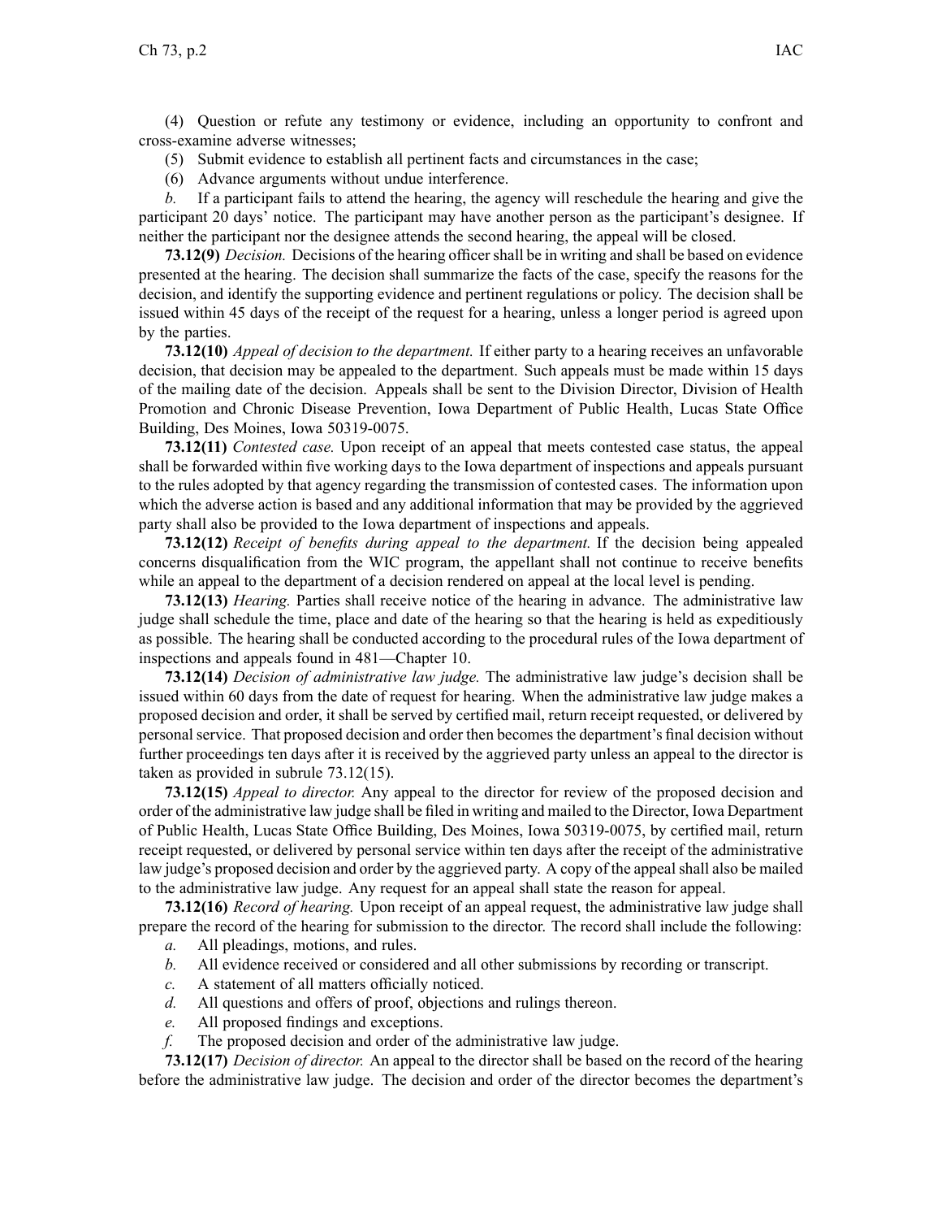(4) Question or refute any testimony or evidence, including an opportunity to confront and cross-examine adverse witnesses;

(5) Submit evidence to establish all pertinent facts and circumstances in the case;

(6) Advance arguments without undue interference.

*b.* If a participant fails to attend the hearing, the agency will reschedule the hearing and give the participant 20 days' notice. The participant may have another person as the participant's designee. If neither the participant nor the designee attends the second hearing, the appeal will be closed.

**73.12(9)** *Decision.* Decisions of the hearing officer shall be in writing and shall be based on evidence presented at the hearing. The decision shall summarize the facts of the case, specify the reasons for the decision, and identify the supporting evidence and pertinent regulations or policy. The decision shall be issued within 45 days of the receipt of the request for a hearing, unless a longer period is agreed upon by the parties.

**73.12(10)** *Appeal of decision to the department.* If either party to a hearing receives an unfavorable decision, that decision may be appealed to the department. Such appeals must be made within 15 days of the mailing date of the decision. Appeals shall be sent to the Division Director, Division of Health Promotion and Chronic Disease Prevention, Iowa Department of Public Health, Lucas State Office Building, Des Moines, Iowa 50319-0075.

**73.12(11)** *Contested case.* Upon receipt of an appeal that meets contested case status, the appeal shall be forwarded within five working days to the Iowa department of inspections and appeals pursuant to the rules adopted by that agency regarding the transmission of contested cases. The information upon which the adverse action is based and any additional information that may be provided by the aggrieved party shall also be provided to the Iowa department of inspections and appeals.

**73.12(12)** *Receipt of benefits during appeal to the department.* If the decision being appealed concerns disqualification from the WIC program, the appellant shall not continue to receive benefits while an appeal to the department of a decision rendered on appeal at the local level is pending.

**73.12(13)** *Hearing.* Parties shall receive notice of the hearing in advance. The administrative law judge shall schedule the time, place and date of the hearing so that the hearing is held as expeditiously as possible. The hearing shall be conducted according to the procedural rules of the Iowa department of inspections and appeals found in 481—Chapter 10.

**73.12(14)** *Decision of administrative law judge.* The administrative law judge's decision shall be issued within 60 days from the date of request for hearing. When the administrative law judge makes a proposed decision and order, it shall be served by certified mail, return receipt requested, or delivered by personal service. That proposed decision and order then becomes the department's final decision without further proceedings ten days after it is received by the aggrieved party unless an appeal to the director is taken as provided in subrule 73.12(15).

**73.12(15)** *Appeal to director.* Any appeal to the director for review of the proposed decision and order of the administrative law judge shall be filed in writing and mailed to the Director, Iowa Department of Public Health, Lucas State Office Building, Des Moines, Iowa 50319-0075, by certified mail, return receipt requested, or delivered by personal service within ten days after the receipt of the administrative law judge's proposed decision and order by the aggrieved party. A copy of the appeal shall also be mailed to the administrative law judge. Any request for an appeal shall state the reason for appeal.

**73.12(16)** *Record of hearing.* Upon receipt of an appeal request, the administrative law judge shall prepare the record of the hearing for submission to the director. The record shall include the following:

*a.* All pleadings, motions, and rules.

*b.* All evidence received or considered and all other submissions by recording or transcript.

*c.* A statement of all matters officially noticed.

*d.* All questions and offers of proof, objections and rulings thereon.

*e.* All proposed findings and exceptions.

*f.* The proposed decision and order of the administrative law judge.

**73.12(17)** *Decision of director.* An appeal to the director shall be based on the record of the hearing before the administrative law judge. The decision and order of the director becomes the department's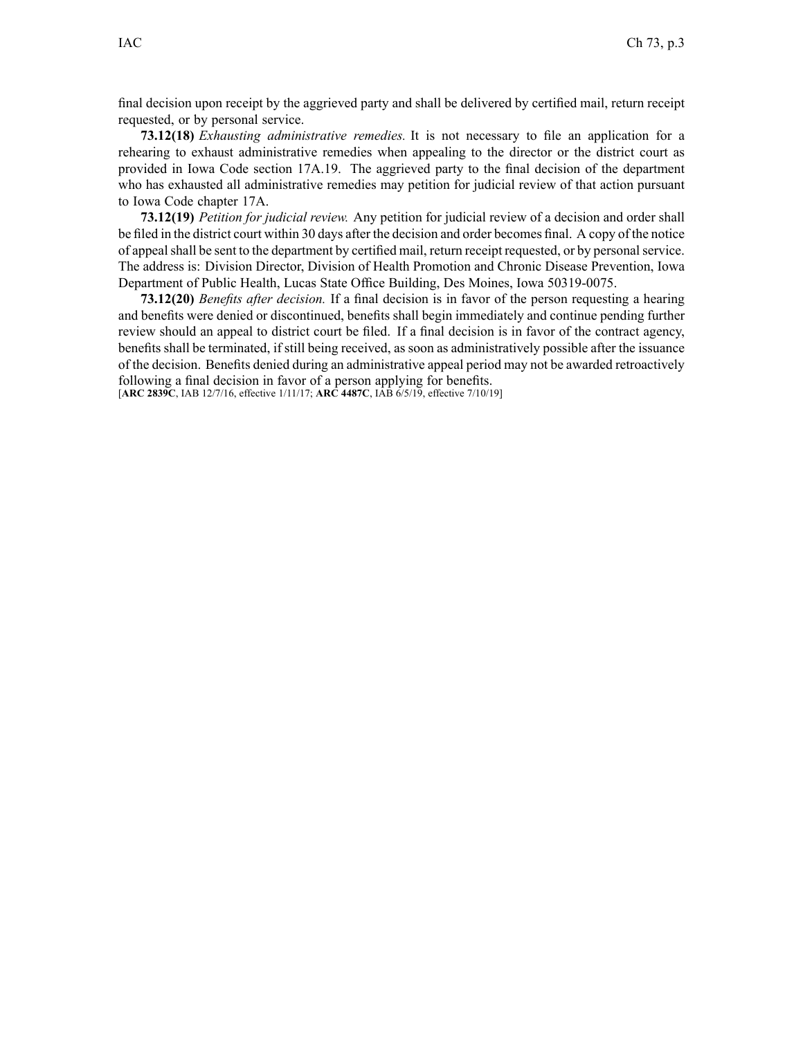final decision upon receipt by the aggrieved party and shall be delivered by certified mail, return receipt requested, or by personal service.

**73.12(18)** *Exhausting administrative remedies.* It is not necessary to file an application for a rehearing to exhaust administrative remedies when appealing to the director or the district court as provided in Iowa Code section 17A.19. The aggrieved party to the final decision of the department who has exhausted all administrative remedies may petition for judicial review of that action pursuant to Iowa Code chapter 17A.

**73.12(19)** *Petition for judicial review.* Any petition for judicial review of a decision and order shall be filed in the district court within 30 days after the decision and order becomes final. A copy of the notice of appeal shall be sent to the department by certified mail, return receipt requested, or by personal service. The address is: Division Director, Division of Health Promotion and Chronic Disease Prevention, Iowa Department of Public Health, Lucas State Office Building, Des Moines, Iowa 50319-0075.

**73.12(20)** *Benefits after decision.* If a final decision is in favor of the person requesting a hearing and benefits were denied or discontinued, benefits shall begin immediately and continue pending further review should an appeal to district court be filed. If a final decision is in favor of the contract agency, benefits shall be terminated, if still being received, as soon as administratively possible after the issuance of the decision. Benefits denied during an administrative appeal period may not be awarded retroactively following a final decision in favor of a person applying for benefits.

[**ARC 2839C**, IAB 12/7/16, effective 1/11/17; **ARC 4487C**, IAB 6/5/19, effective 7/10/19]